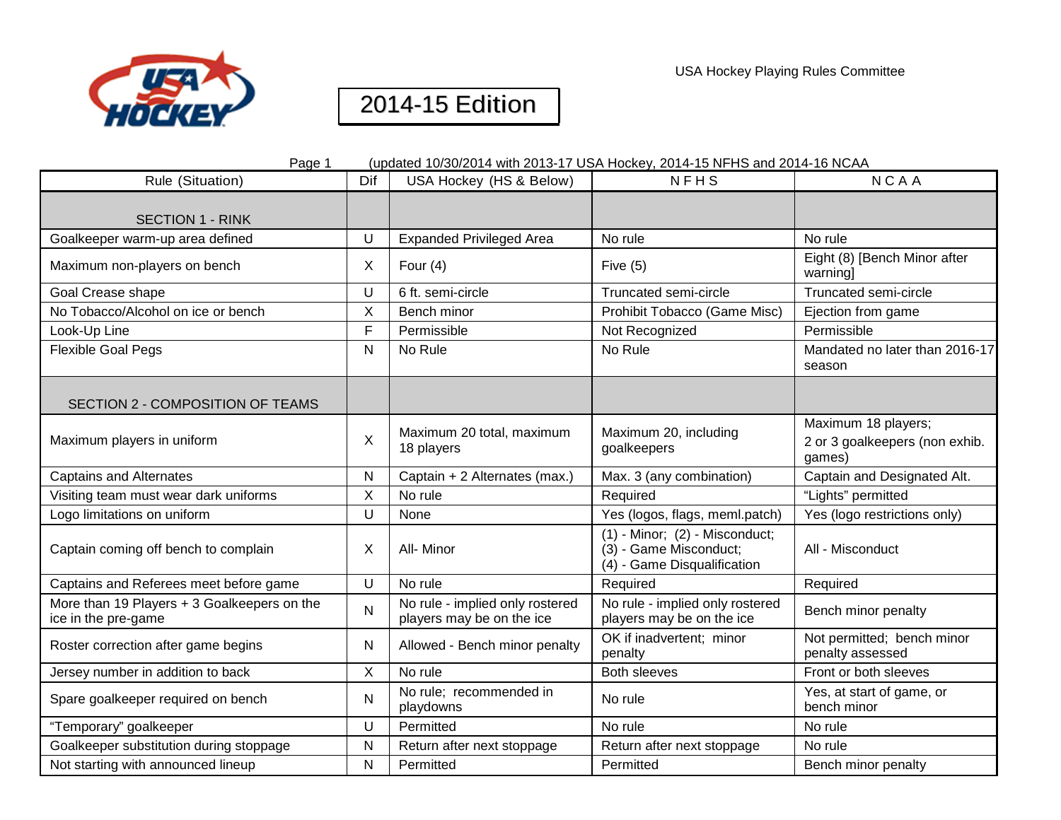USA Hockey Playing Rules Committee

# 2014-15 Edition

(updated 10/30/2014 with 2013-17 USA Hockey, 2014-15 NFHS and 2014-16 NCAA

| Rule (Situation) | Dif | USA Hockey (HS & Below) | N F H S | N C A A |
|---|---|---|---|---|
| SECTION 1 - RINK | | | | |
| Goalkeeper warm-up area defined | U | Expanded Privileged Area | No rule | No rule |
| Maximum non-players on bench | X | Four (4) | Five (5) | Eight (8) [Bench Minor after warning] |
| Goal Crease shape | U | 6 ft. semi-circle | Truncated semi-circle | Truncated semi-circle |
| No Tobacco/Alcohol on ice or bench | X | Bench minor | Prohibit Tobacco (Game Misc) | Ejection from game |
| Look-Up Line | F | Permissible | Not Recognized | Permissible |
| Flexible Goal Pegs | N | No Rule | No Rule | Mandated no later than 2016-17 season |
| SECTION 2 - COMPOSITION OF TEAMS | | | | |
| Maximum players in uniform | X | Maximum 20 total, maximum 18 players | Maximum 20, including goalkeepers | Maximum 18 players; 2 or 3 goalkeepers (non exhib. games) |
| Captains and Alternates | N | Captain + 2 Alternates (max.) | Max. 3 (any combination) | Captain and Designated Alt. |
| Visiting team must wear dark uniforms | X | No rule | Required | "Lights" permitted |
| Logo limitations on uniform | U | None | Yes (logos, flags, meml.patch) | Yes (logo restrictions only) |
| Captain coming off bench to complain | X | All- Minor | (1) - Minor; (2) - Misconduct; (3) - Game Misconduct; (4) - Game Disqualification | All - Misconduct |
| Captains and Referees meet before game | U | No rule | Required | Required |
| More than 19 Players + 3 Goalkeepers on the ice in the pre-game | N | No rule - implied only rostered players may be on the ice | No rule - implied only rostered players may be on the ice | Bench minor penalty |
| Roster correction after game begins | N | Allowed - Bench minor penalty | OK if inadvertent; minor penalty | Not permitted; bench minor penalty assessed |
| Jersey number in addition to back | X | No rule | Both sleeves | Front or both sleeves |
| Spare goalkeeper required on bench | N | No rule; recommended in playdowns | No rule | Yes, at start of game, or bench minor |
| "Temporary" goalkeeper | U | Permitted | No rule | No rule |
| Goalkeeper substitution during stoppage | N | Return after next stoppage | Return after next stoppage | No rule |
| Not starting with announced lineup | N | Permitted | Permitted | Bench minor penalty |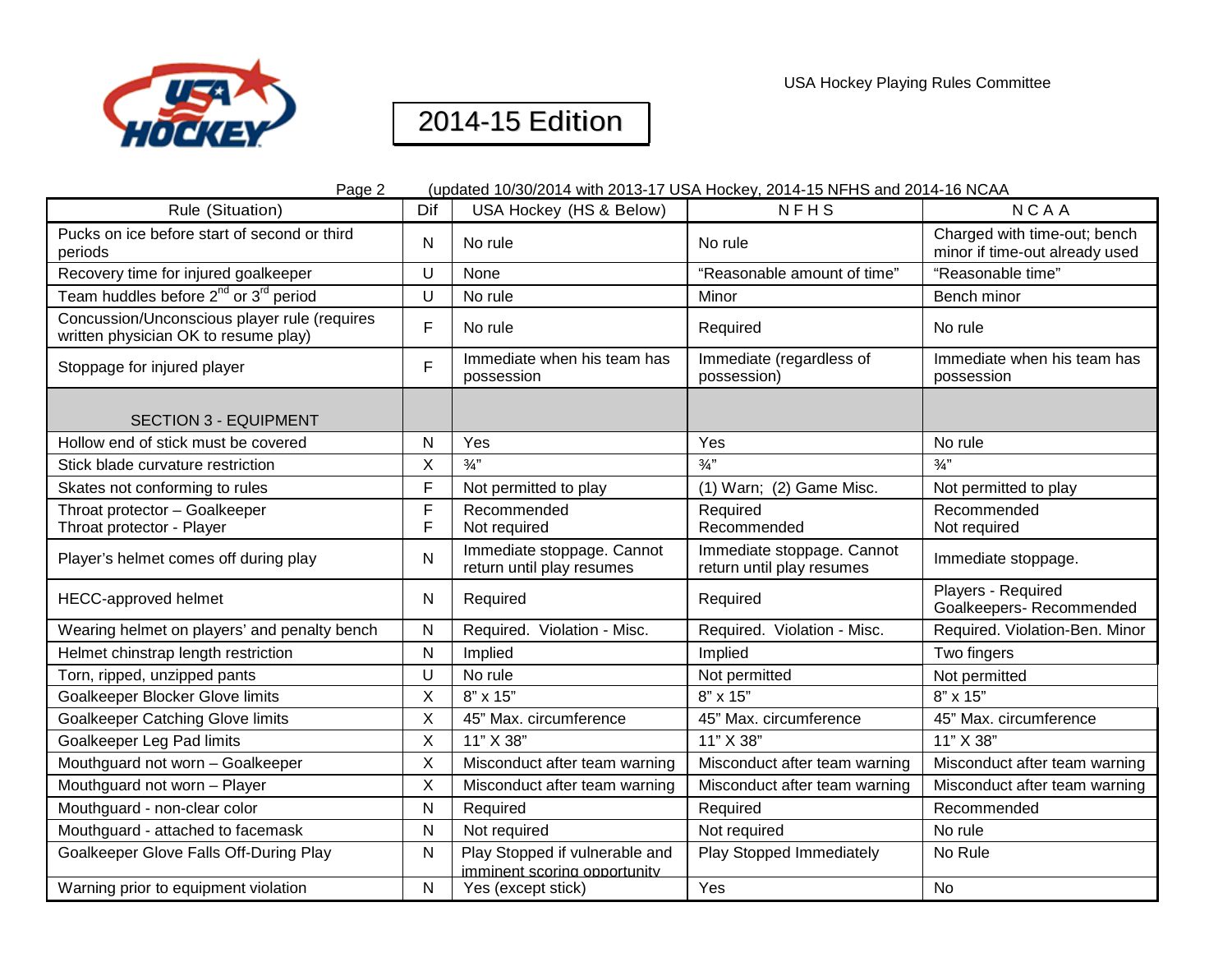USA Hockey Playing Rules Committee

# 2014-15 Edition

Page 2 (updated 10/30/2014 with 2013-17 USA Hockey, 2014-15 NFHS and 2014-16 NCAA

| Rule (Situation) | Dif | USA Hockey (HS & Below) | N F H S | N C A A |
|---|---|---|---|---|
| Pucks on ice before start of second or third periods | N | No rule | No rule | Charged with time-out; bench minor if time-out already used |
| Recovery time for injured goalkeeper | U | None | "Reasonable amount of time" | "Reasonable time" |
| Team huddles before 2nd or 3rd period | U | No rule | Minor | Bench minor |
| Concussion/Unconscious player rule (requires written physician OK to resume play) | F | No rule | Required | No rule |
| Stoppage for injured player | F | Immediate when his team has possession | Immediate (regardless of possession) | Immediate when his team has possession |
| SECTION 3 - EQUIPMENT | | | | |
| Hollow end of stick must be covered | N | Yes | Yes | No rule |
| Stick blade curvature restriction | X | ¾" | ¾" | ¾" |
| Skates not conforming to rules | F | Not permitted to play | (1) Warn; (2) Game Misc. | Not permitted to play |
| Throat protector – Goalkeeper<br>Throat protector - Player | F<br>F | Recommended<br>Not required | Required<br>Recommended | Recommended<br>Not required |
| Player's helmet comes off during play | N | Immediate stoppage. Cannot return until play resumes | Immediate stoppage. Cannot return until play resumes | Immediate stoppage. |
| HECC-approved helmet | N | Required | Required | Players - Required<br>Goalkeepers- Recommended |
| Wearing helmet on players' and penalty bench | N | Required. Violation - Misc. | Required. Violation - Misc. | Required. Violation-Ben. Minor |
| Helmet chinstrap length restriction | N | Implied | Implied | Two fingers |
| Torn, ripped, unzipped pants | U | No rule | Not permitted | Not permitted |
| Goalkeeper Blocker Glove limits | X | 8" x 15" | 8" x 15" | 8" x 15" |
| Goalkeeper Catching Glove limits | X | 45" Max. circumference | 45" Max. circumference | 45" Max. circumference |
| Goalkeeper Leg Pad limits | X | 11" X 38" | 11" X 38" | 11" X 38" |
| Mouthguard not worn – Goalkeeper | X | Misconduct after team warning | Misconduct after team warning | Misconduct after team warning |
| Mouthguard not worn – Player | X | Misconduct after team warning | Misconduct after team warning | Misconduct after team warning |
| Mouthguard - non-clear color | N | Required | Required | Recommended |
| Mouthguard - attached to facemask | N | Not required | Not required | No rule |
| Goalkeeper Glove Falls Off-During Play | N | Play Stopped if vulnerable and imminent scoring opportunity | Play Stopped Immediately | No Rule |
| Warning prior to equipment violation | N | Yes (except stick) | Yes | No |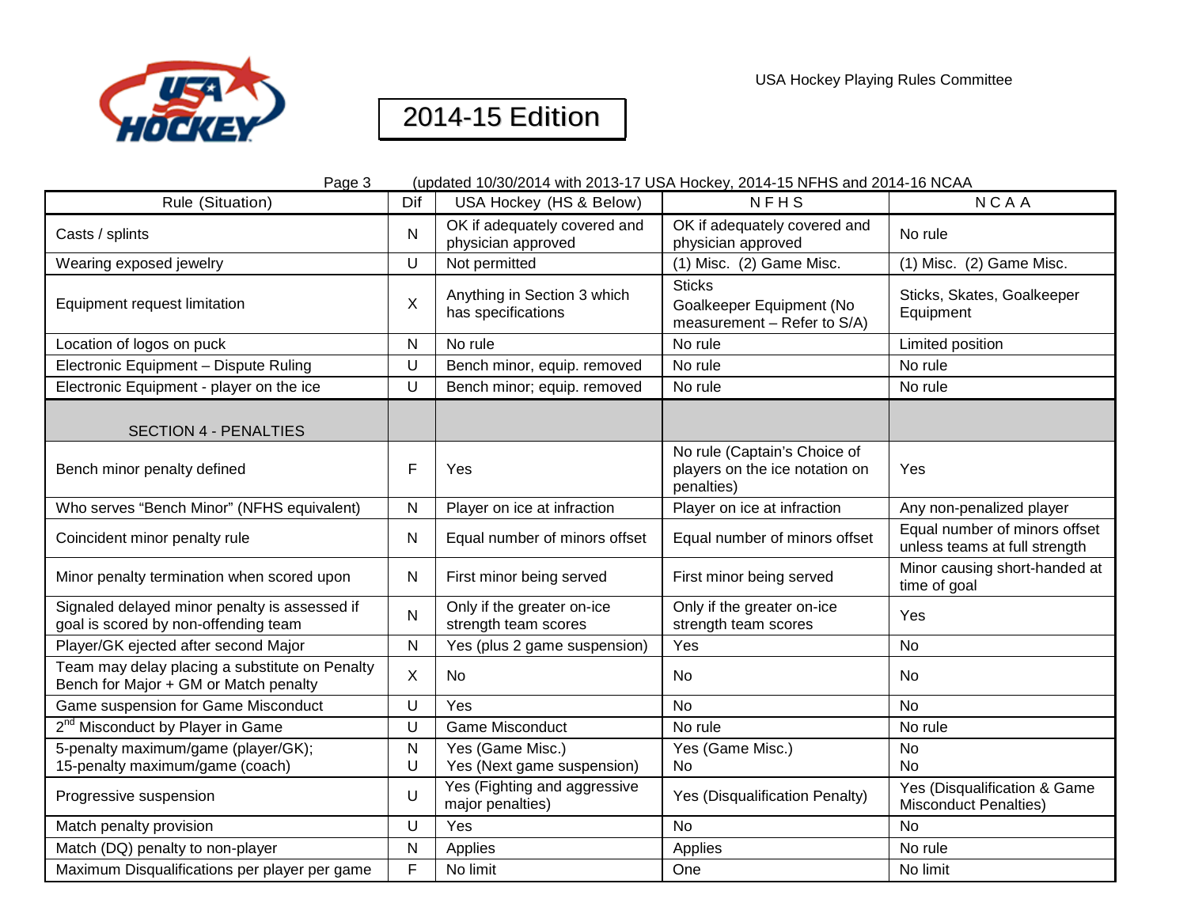USA Hockey Playing Rules Committee

# 2014-15 Edition

Page 3 (updated 10/30/2014 with 2013-17 USA Hockey, 2014-15 NFHS and 2014-16 NCAA

| Rule (Situation) | Dif | USA Hockey (HS & Below) | N F H S | N C A A |
|---|---|---|---|---|
| Casts / splints | N | OK if adequately covered and physician approved | OK if adequately covered and physician approved | No rule |
| Wearing exposed jewelry | U | Not permitted | (1) Misc. (2) Game Misc. | (1) Misc. (2) Game Misc. |
| Equipment request limitation | X | Anything in Section 3 which has specifications | Sticks<br>Goalkeeper Equipment (No measurement – Refer to S/A) | Sticks, Skates, Goalkeeper Equipment |
| Location of logos on puck | N | No rule | No rule | Limited position |
| Electronic Equipment – Dispute Ruling | U | Bench minor, equip. removed | No rule | No rule |
| Electronic Equipment - player on the ice | U | Bench minor; equip. removed | No rule | No rule |
| SECTION 4 - PENALTIES | | | | |
| Bench minor penalty defined | F | Yes | No rule (Captain's Choice of players on the ice notation on penalties) | Yes |
| Who serves "Bench Minor" (NFHS equivalent) | N | Player on ice at infraction | Player on ice at infraction | Any non-penalized player |
| Coincident minor penalty rule | N | Equal number of minors offset | Equal number of minors offset | Equal number of minors offset unless teams at full strength |
| Minor penalty termination when scored upon | N | First minor being served | First minor being served | Minor causing short-handed at time of goal |
| Signaled delayed minor penalty is assessed if goal is scored by non-offending team | N | Only if the greater on-ice strength team scores | Only if the greater on-ice strength team scores | Yes |
| Player/GK ejected after second Major | N | Yes (plus 2 game suspension) | Yes | No |
| Team may delay placing a substitute on Penalty Bench for Major + GM or Match penalty | X | No | No | No |
| Game suspension for Game Misconduct | U | Yes | No | No |
| 2nd Misconduct by Player in Game | U | Game Misconduct | No rule | No rule |
| 5-penalty maximum/game (player/GK);<br>15-penalty maximum/game (coach) | N<br>U | Yes (Game Misc.)<br>Yes (Next game suspension) | Yes (Game Misc.)<br>No | No<br>No |
| Progressive suspension | U | Yes (Fighting and aggressive major penalties) | Yes (Disqualification Penalty) | Yes (Disqualification & Game Misconduct Penalties) |
| Match penalty provision | U | Yes | No | No |
| Match (DQ) penalty to non-player | N | Applies | Applies | No rule |
| Maximum Disqualifications per player per game | F | No limit | One | No limit |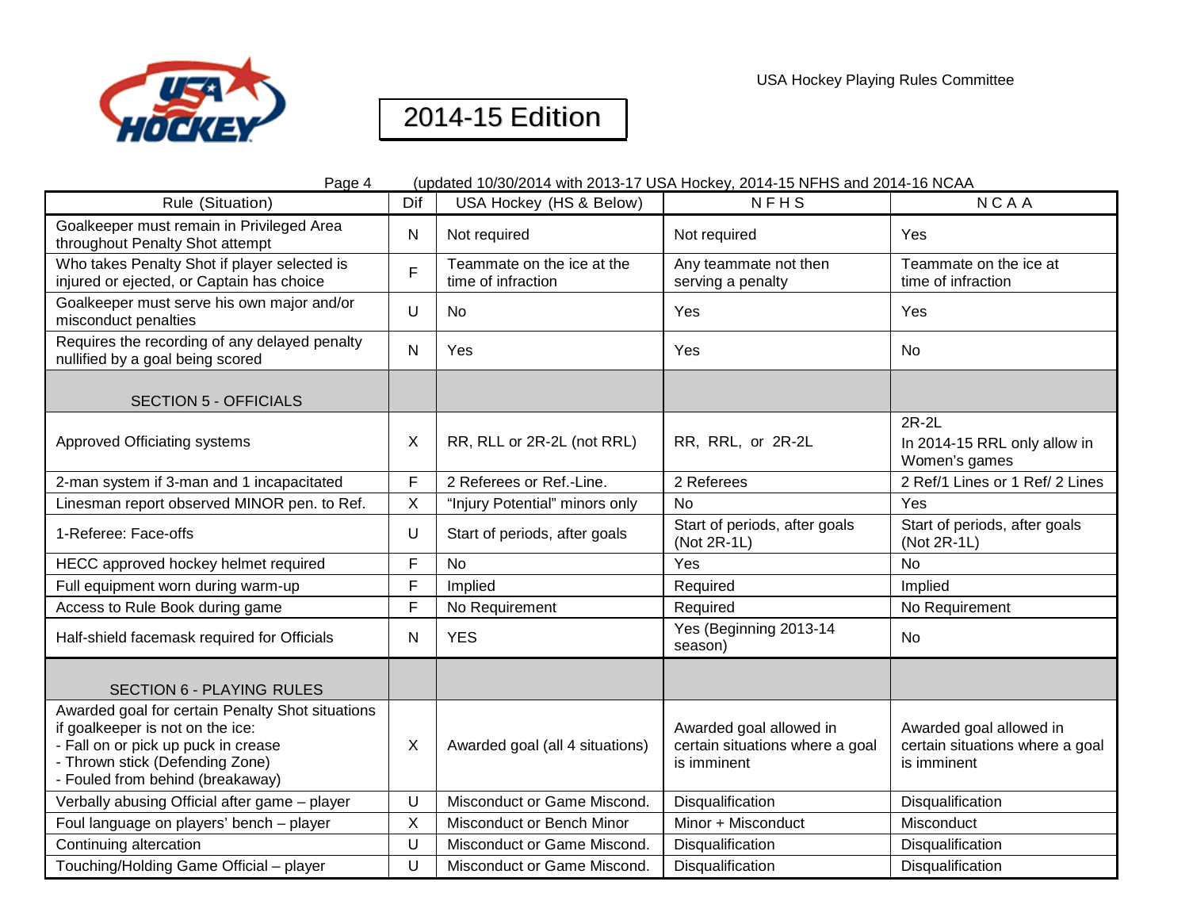USA Hockey Playing Rules Committee

# 2014-15 Edition

Page 4 (updated 10/30/2014 with 2013-17 USA Hockey, 2014-15 NFHS and 2014-16 NCAA

| Rule (Situation) | Dif | USA Hockey (HS & Below) | N F H S | N C A A |
|---|---|---|---|---|
| Goalkeeper must remain in Privileged Area throughout Penalty Shot attempt | N | Not required | Not required | Yes |
| Who takes Penalty Shot if player selected is injured or ejected, or Captain has choice | F | Teammate on the ice at the time of infraction | Any teammate not then serving a penalty | Teammate on the ice at time of infraction |
| Goalkeeper must serve his own major and/or misconduct penalties | U | No | Yes | Yes |
| Requires the recording of any delayed penalty nullified by a goal being scored | N | Yes | Yes | No |
| SECTION 5 - OFFICIALS | | | | |
| Approved Officiating systems | X | RR, RLL or 2R-2L (not RRL) | RR, RRL, or 2R-2L | 2R-2L<br>In 2014-15 RRL only allow in Women's games |
| 2-man system if 3-man and 1 incapacitated | F | 2 Referees or Ref.-Line. | 2 Referees | 2 Ref/1 Lines or 1 Ref/ 2 Lines |
| Linesman report observed MINOR pen. to Ref. | X | "Injury Potential" minors only | No | Yes |
| 1-Referee: Face-offs | U | Start of periods, after goals | Start of periods, after goals (Not 2R-1L) | Start of periods, after goals (Not 2R-1L) |
| HECC approved hockey helmet required | F | No | Yes | No |
| Full equipment worn during warm-up | F | Implied | Required | Implied |
| Access to Rule Book during game | F | No Requirement | Required | No Requirement |
| Half-shield facemask required for Officials | N | YES | Yes (Beginning 2013-14 season) | No |
| SECTION 6 - PLAYING RULES | | | | |
| Awarded goal for certain Penalty Shot situations if goalkeeper is not on the ice:<br>- Fall on or pick up puck in crease<br>- Thrown stick (Defending Zone)<br>- Fouled from behind (breakaway) | X | Awarded goal (all 4 situations) | Awarded goal allowed in certain situations where a goal is imminent | Awarded goal allowed in certain situations where a goal is imminent |
| Verbally abusing Official after game – player | U | Misconduct or Game Miscond. | Disqualification | Disqualification |
| Foul language on players' bench – player | X | Misconduct or Bench Minor | Minor + Misconduct | Misconduct |
| Continuing altercation | U | Misconduct or Game Miscond. | Disqualification | Disqualification |
| Touching/Holding Game Official – player | U | Misconduct or Game Miscond. | Disqualification | Disqualification |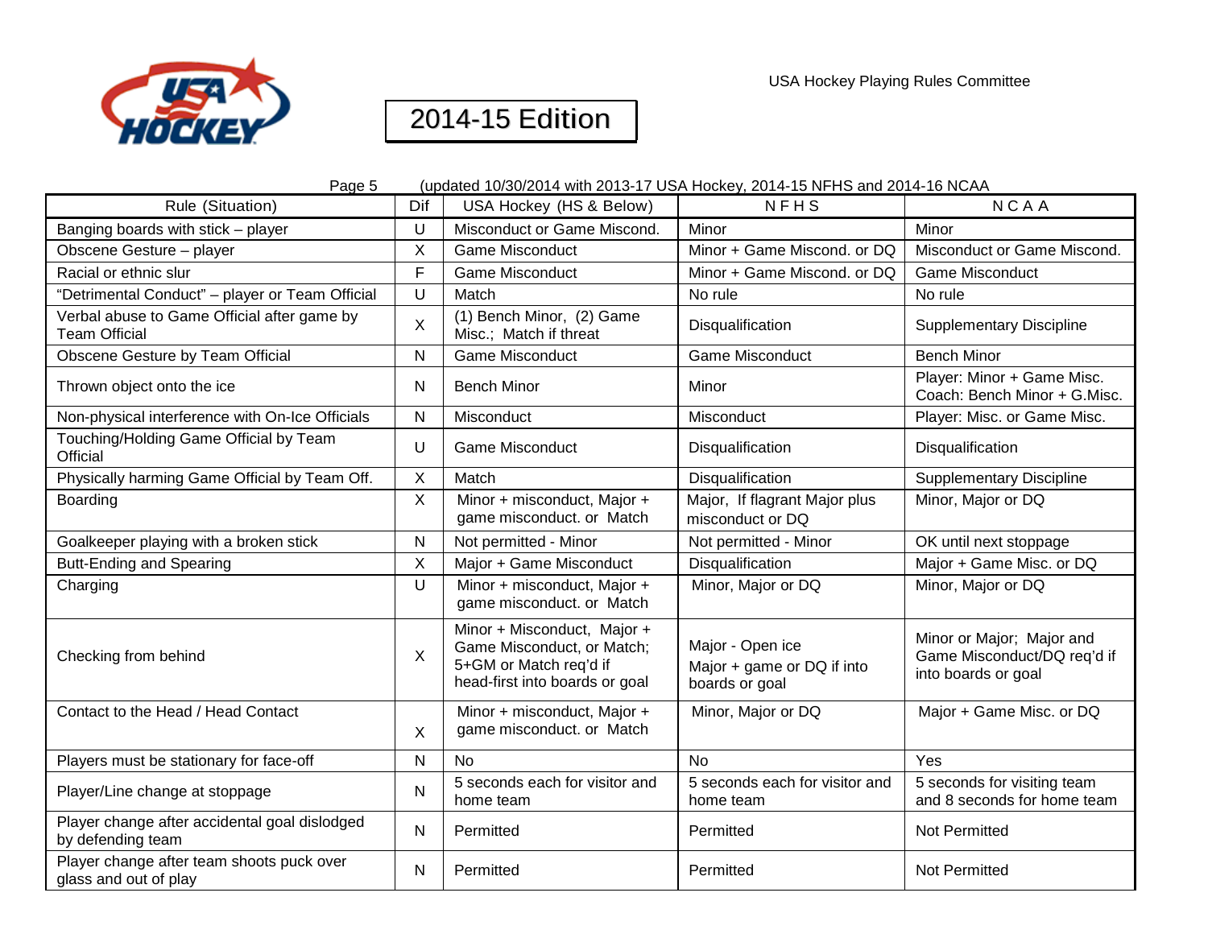USA Hockey Playing Rules Committee

# 2014-15 Edition

Page 5 (updated 10/30/2014 with 2013-17 USA Hockey, 2014-15 NFHS and 2014-16 NCAA

| Rule (Situation) | Dif | USA Hockey (HS & Below) | N F H S | N C A A |
|---|---|---|---|---|
| Banging boards with stick – player | U | Misconduct or Game Miscond. | Minor | Minor |
| Obscene Gesture – player | X | Game Misconduct | Minor + Game Miscond. or DQ | Misconduct or Game Miscond. |
| Racial or ethnic slur | F | Game Misconduct | Minor + Game Miscond. or DQ | Game Misconduct |
| "Detrimental Conduct" – player or Team Official | U | Match | No rule | No rule |
| Verbal abuse to Game Official after game by Team Official | X | (1) Bench Minor, (2) Game Misc.; Match if threat | Disqualification | Supplementary Discipline |
| Obscene Gesture by Team Official | N | Game Misconduct | Game Misconduct | Bench Minor |
| Thrown object onto the ice | N | Bench Minor | Minor | Player: Minor + Game Misc. Coach: Bench Minor + G.Misc. |
| Non-physical interference with On-Ice Officials | N | Misconduct | Misconduct | Player: Misc. or Game Misc. |
| Touching/Holding Game Official by Team Official | U | Game Misconduct | Disqualification | Disqualification |
| Physically harming Game Official by Team Off. | X | Match | Disqualification | Supplementary Discipline |
| Boarding | X | Minor + misconduct, Major + game misconduct. or Match | Major, If flagrant Major plus misconduct or DQ | Minor, Major or DQ |
| Goalkeeper playing with a broken stick | N | Not permitted - Minor | Not permitted - Minor | OK until next stoppage |
| Butt-Ending and Spearing | X | Major + Game Misconduct | Disqualification | Major + Game Misc. or DQ |
| Charging | U | Minor + misconduct, Major + game misconduct. or Match | Minor, Major or DQ | Minor, Major or DQ |
| Checking from behind | X | Minor + Misconduct, Major + Game Misconduct, or Match; 5+GM or Match req'd if head-first into boards or goal | Major - Open ice<br>Major + game or DQ if into boards or goal | Minor or Major; Major and Game Misconduct/DQ req'd if into boards or goal |
| Contact to the Head / Head Contact | X | Minor + misconduct, Major + game misconduct. or Match | Minor, Major or DQ | Major + Game Misc. or DQ |
| Players must be stationary for face-off | N | No | No | Yes |
| Player/Line change at stoppage | N | 5 seconds each for visitor and home team | 5 seconds each for visitor and home team | 5 seconds for visiting team and 8 seconds for home team |
| Player change after accidental goal dislodged by defending team | N | Permitted | Permitted | Not Permitted |
| Player change after team shoots puck over glass and out of play | N | Permitted | Permitted | Not Permitted |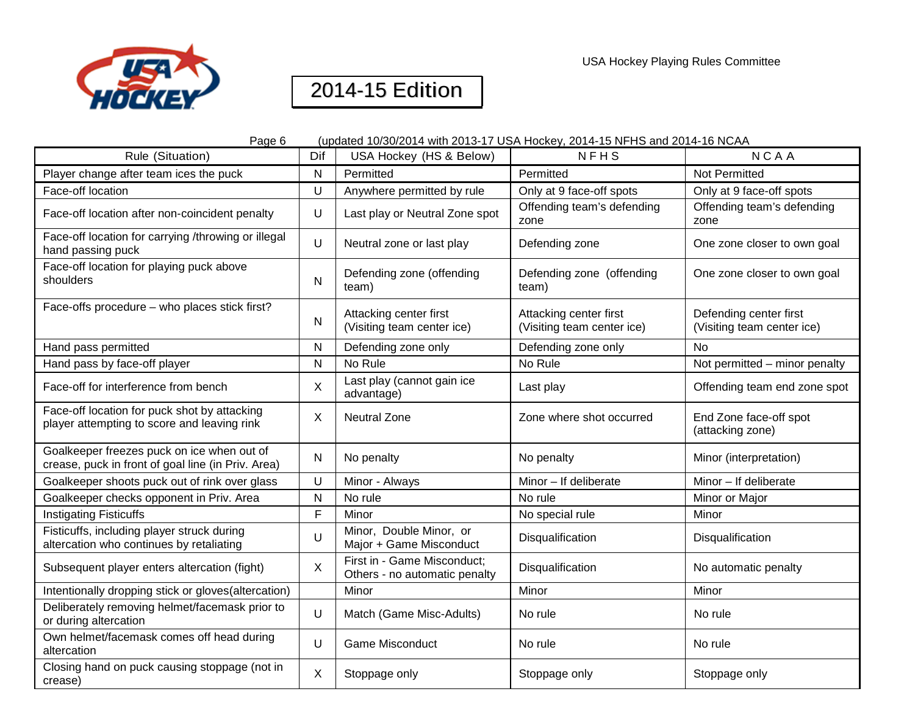USA Hockey Playing Rules Committee

# 2014-15 Edition

Page 6 (updated 10/30/2014 with 2013-17 USA Hockey, 2014-15 NFHS and 2014-16 NCAA

| Rule (Situation) | Dif | USA Hockey (HS & Below) | N F H S | N C A A |
|---|---|---|---|---|
| Player change after team ices the puck | N | Permitted | Permitted | Not Permitted |
| Face-off location | U | Anywhere permitted by rule | Only at 9 face-off spots | Only at 9 face-off spots |
| Face-off location after non-coincident penalty | U | Last play or Neutral Zone spot | Offending team's defending zone | Offending team's defending zone |
| Face-off location for carrying /throwing or illegal hand passing puck | U | Neutral zone or last play | Defending zone | One zone closer to own goal |
| Face-off location for playing puck above shoulders | N | Defending zone (offending team) | Defending zone (offending team) | One zone closer to own goal |
| Face-offs procedure – who places stick first? | N | Attacking center first (Visiting team center ice) | Attacking center first (Visiting team center ice) | Defending center first (Visiting team center ice) |
| Hand pass permitted | N | Defending zone only | Defending zone only | No |
| Hand pass by face-off player | N | No Rule | No Rule | Not permitted – minor penalty |
| Face-off for interference from bench | X | Last play (cannot gain ice advantage) | Last play | Offending team end zone spot |
| Face-off location for puck shot by attacking player attempting to score and leaving rink | X | Neutral Zone | Zone where shot occurred | End Zone face-off spot (attacking zone) |
| Goalkeeper freezes puck on ice when out of crease, puck in front of goal line (in Priv. Area) | N | No penalty | No penalty | Minor (interpretation) |
| Goalkeeper shoots puck out of rink over glass | U | Minor - Always | Minor – If deliberate | Minor – If deliberate |
| Goalkeeper checks opponent in Priv. Area | N | No rule | No rule | Minor or Major |
| Instigating Fisticuffs | F | Minor | No special rule | Minor |
| Fisticuffs, including player struck during altercation who continues by retaliating | U | Minor, Double Minor, or Major + Game Misconduct | Disqualification | Disqualification |
| Subsequent player enters altercation (fight) | X | First in - Game Misconduct; Others - no automatic penalty | Disqualification | No automatic penalty |
| Intentionally dropping stick or gloves(altercation) | | Minor | Minor | Minor |
| Deliberately removing helmet/facemask prior to or during altercation | U | Match (Game Misc-Adults) | No rule | No rule |
| Own helmet/facemask comes off head during altercation | U | Game Misconduct | No rule | No rule |
| Closing hand on puck causing stoppage (not in crease) | X | Stoppage only | Stoppage only | Stoppage only |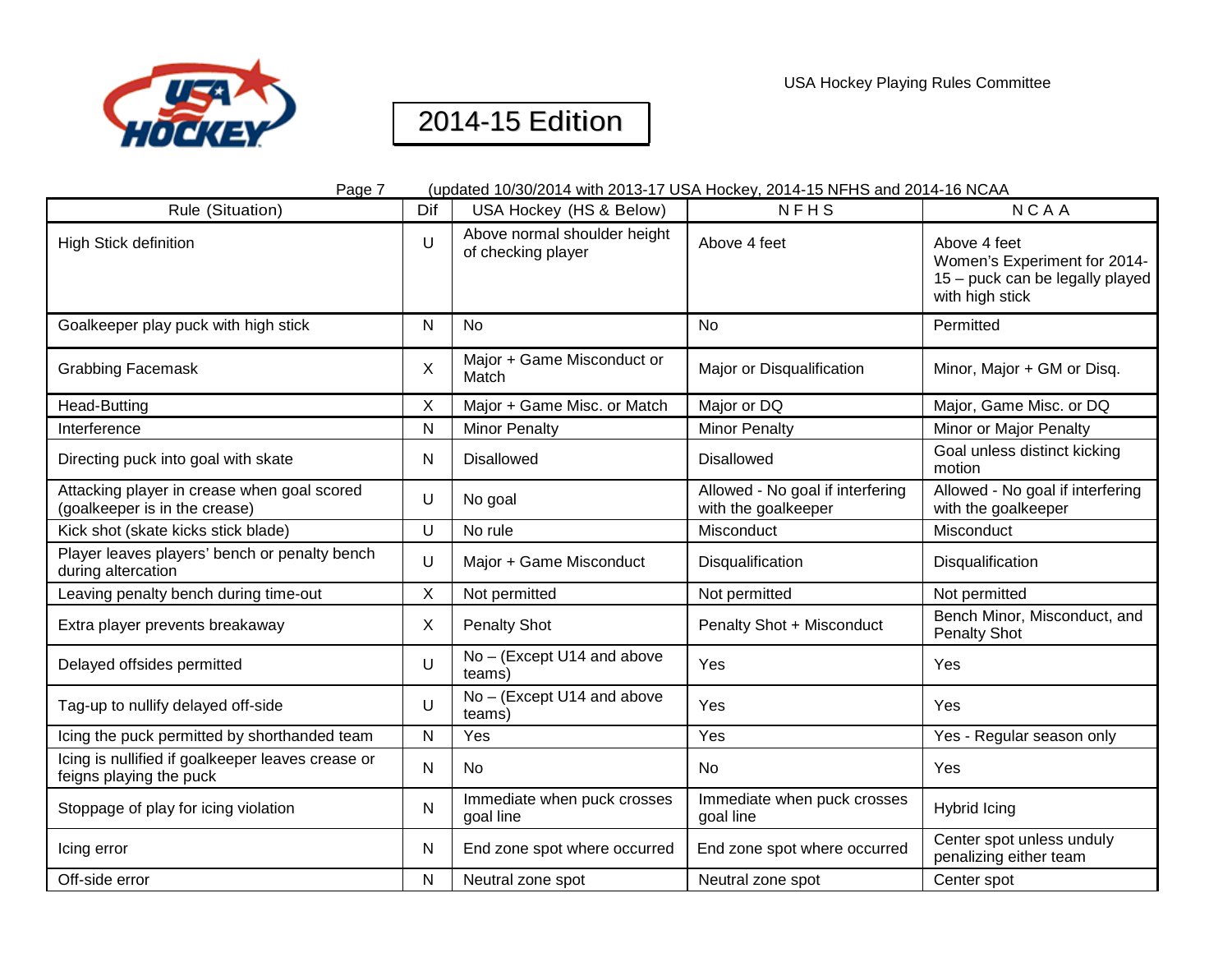USA Hockey Playing Rules Committee

# 2014-15 Edition

Page 7 (updated 10/30/2014 with 2013-17 USA Hockey, 2014-15 NFHS and 2014-16 NCAA

| Rule (Situation) | Dif | USA Hockey (HS & Below) | N F H S | N C A A |
|---|---|---|---|---|
| High Stick definition | U | Above normal shoulder height of checking player | Above 4 feet | Above 4 feet Women's Experiment for 2014-15 – puck can be legally played with high stick |
| Goalkeeper play puck with high stick | N | No | No | Permitted |
| Grabbing Facemask | X | Major + Game Misconduct or Match | Major or Disqualification | Minor, Major + GM or Disq. |
| Head-Butting | X | Major + Game Misc. or Match | Major or DQ | Major, Game Misc. or DQ |
| Interference | N | Minor Penalty | Minor Penalty | Minor or Major Penalty |
| Directing puck into goal with skate | N | Disallowed | Disallowed | Goal unless distinct kicking motion |
| Attacking player in crease when goal scored (goalkeeper is in the crease) | U | No goal | Allowed - No goal if interfering with the goalkeeper | Allowed - No goal if interfering with the goalkeeper |
| Kick shot (skate kicks stick blade) | U | No rule | Misconduct | Misconduct |
| Player leaves players' bench or penalty bench during altercation | U | Major + Game Misconduct | Disqualification | Disqualification |
| Leaving penalty bench during time-out | X | Not permitted | Not permitted | Not permitted |
| Extra player prevents breakaway | X | Penalty Shot | Penalty Shot + Misconduct | Bench Minor, Misconduct, and Penalty Shot |
| Delayed offsides permitted | U | No – (Except U14 and above teams) | Yes | Yes |
| Tag-up to nullify delayed off-side | U | No – (Except U14 and above teams) | Yes | Yes |
| Icing the puck permitted by shorthanded team | N | Yes | Yes | Yes - Regular season only |
| Icing is nullified if goalkeeper leaves crease or feigns playing the puck | N | No | No | Yes |
| Stoppage of play for icing violation | N | Immediate when puck crosses goal line | Immediate when puck crosses goal line | Hybrid Icing |
| Icing error | N | End zone spot where occurred | End zone spot where occurred | Center spot unless unduly penalizing either team |
| Off-side error | N | Neutral zone spot | Neutral zone spot | Center spot |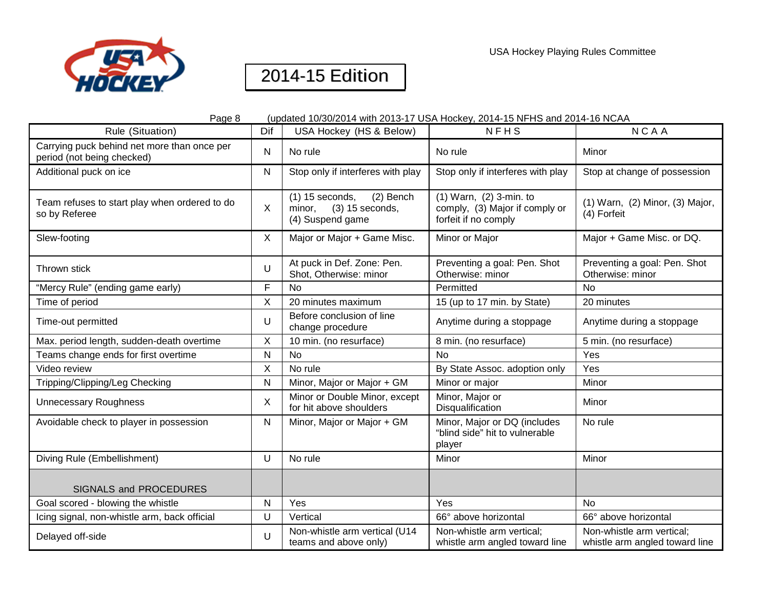USA Hockey Playing Rules Committee

# 2014-15 Edition

Page 8 (updated 10/30/2014 with 2013-17 USA Hockey, 2014-15 NFHS and 2014-16 NCAA

| Rule (Situation) | Dif | USA Hockey (HS & Below) | N F H S | N C A A |
|---|---|---|---|---|
| Carrying puck behind net more than once per period (not being checked) | N | No rule | No rule | Minor |
| Additional puck on ice | N | Stop only if interferes with play | Stop only if interferes with play | Stop at change of possession |
| Team refuses to start play when ordered to do so by Referee | X | (1) 15 seconds, (2) Bench minor, (3) 15 seconds, (4) Suspend game | (1) Warn, (2) 3-min. to comply, (3) Major if comply or forfeit if no comply | (1) Warn, (2) Minor, (3) Major, (4) Forfeit |
| Slew-footing | X | Major or Major + Game Misc. | Minor or Major | Major + Game Misc. or DQ. |
| Thrown stick | U | At puck in Def. Zone: Pen. Shot, Otherwise: minor | Preventing a goal: Pen. Shot Otherwise: minor | Preventing a goal: Pen. Shot Otherwise: minor |
| "Mercy Rule" (ending game early) | F | No | Permitted | No |
| Time of period | X | 20 minutes maximum | 15 (up to 17 min. by State) | 20 minutes |
| Time-out permitted | U | Before conclusion of line change procedure | Anytime during a stoppage | Anytime during a stoppage |
| Max. period length, sudden-death overtime | X | 10 min. (no resurface) | 8 min. (no resurface) | 5 min. (no resurface) |
| Teams change ends for first overtime | N | No | No | Yes |
| Video review | X | No rule | By State Assoc. adoption only | Yes |
| Tripping/Clipping/Leg Checking | N | Minor, Major or Major + GM | Minor or major | Minor |
| Unnecessary Roughness | X | Minor or Double Minor, except for hit above shoulders | Minor, Major or Disqualification | Minor |
| Avoidable check to player in possession | N | Minor, Major or Major + GM | Minor, Major or DQ (includes "blind side" hit to vulnerable player | No rule |
| Diving Rule (Embellishment) | U | No rule | Minor | Minor |
| SIGNALS and PROCEDURES | | | | |
| Goal scored - blowing the whistle | N | Yes | Yes | No |
| Icing signal, non-whistle arm, back official | U | Vertical | 66° above horizontal | 66° above horizontal |
| Delayed off-side | U | Non-whistle arm vertical (U14 teams and above only) | Non-whistle arm vertical; whistle arm angled toward line | Non-whistle arm vertical; whistle arm angled toward line |